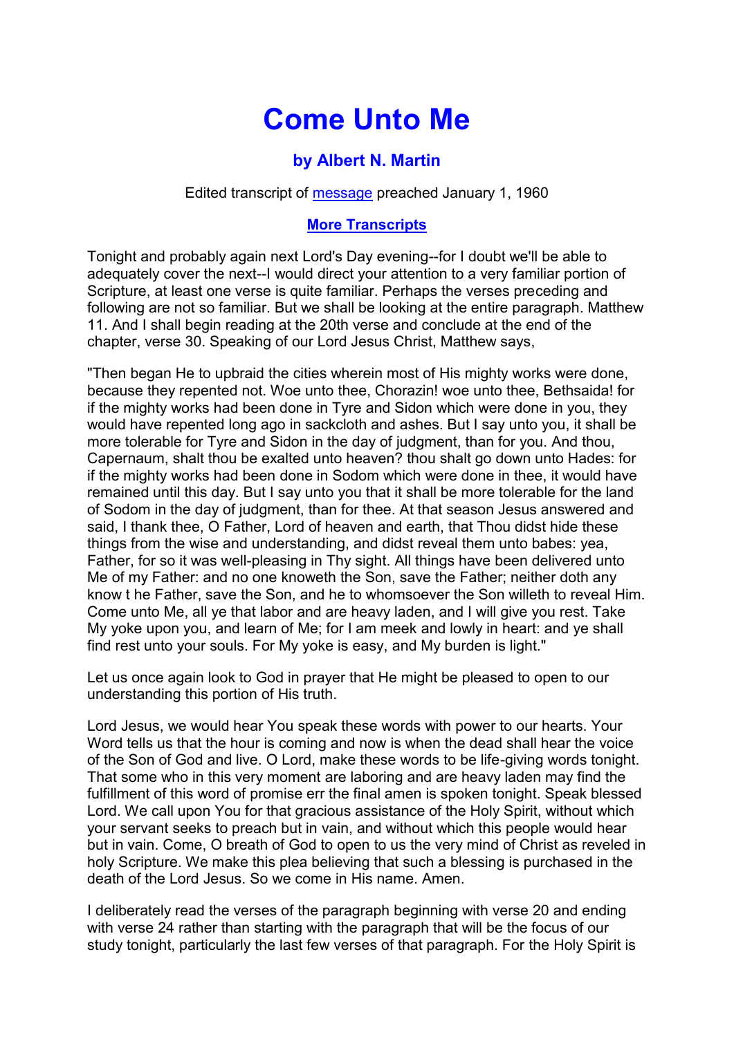# Come Unto Me

### by Albert N. Martin

Edited transcript of message preached January 1, 1960

**More Transcripts**

Tonight and probably again next Lord's Day evening--for I doubt we'll be able to adequately cover the next--I would direct your attention to a very familiar portion of Scripture, at least one verse is quite familiar. Perhaps the verses preceding and following are not so familiar. But we shall be looking at the entire paragraph. Matthew 11. And I shall begin reading at the 20th verse and conclude at the end of the chapter, verse 30. Speaking of our Lord Jesus Christ, Matthew says,

"Then began He to upbraid the cities wherein most of His mighty works were done, because they repented not. Woe unto thee, Chorazin! woe unto thee, Bethsaida! for if the mighty works had been done in Tyre and Sidon which were done in you, they would have repented long ago in sackcloth and ashes. But I say unto you, it shall be more tolerable for Tyre and Sidon in the day of judgment, than for you. And thou, Capernaum, shalt thou be exalted unto heaven? thou shalt go down unto Hades: for if the mighty works had been done in Sodom which were done in thee, it would have remained until this day. But I say unto you that it shall be more tolerable for the land of Sodom in the day of judgment, than for thee. At that season Jesus answered and said, I thank thee, O Father, Lord of heaven and earth, that Thou didst hide these things from the wise and understanding, and didst reveal them unto babes: yea, Father, for so it was well-pleasing in Thy sight. All things have been delivered unto Me of my Father: and no one knoweth the Son, save the Father; neither doth any know t he Father, save the Son, and he to whomsoever the Son willeth to reveal Him. Come unto Me, all ye that labor and are heavy laden, and I will give you rest. Take My yoke upon you, and learn of Me; for I am meek and lowly in heart: and ye shall find rest unto your souls. For My yoke is easy, and My burden is light."

Let us once again look to God in prayer that He might be pleased to open to our understanding this portion of His truth.

Lord Jesus, we would hear You speak these words with power to our hearts. Your Word tells us that the hour is coming and now is when the dead shall hear the voice of the Son of God and live. O Lord, make these words to be life-giving words tonight. That some who in this very moment are laboring and are heavy laden may find the fulfillment of this word of promise err the final amen is spoken tonight. Speak blessed Lord. We call upon You for that gracious assistance of the Holy Spirit, without which your servant seeks to preach but in vain, and without which this people would hear but in vain. Come, O breath of God to open to us the very mind of Christ as reveled in holy Scripture. We make this plea believing that such a blessing is purchased in the death of the Lord Jesus. So we come in His name. Amen.

I deliberately read the verses of the paragraph beginning with verse 20 and ending with verse 24 rather than starting with the paragraph that will be the focus of our study tonight, particularly the last few verses of that paragraph. For the Holy Spirit is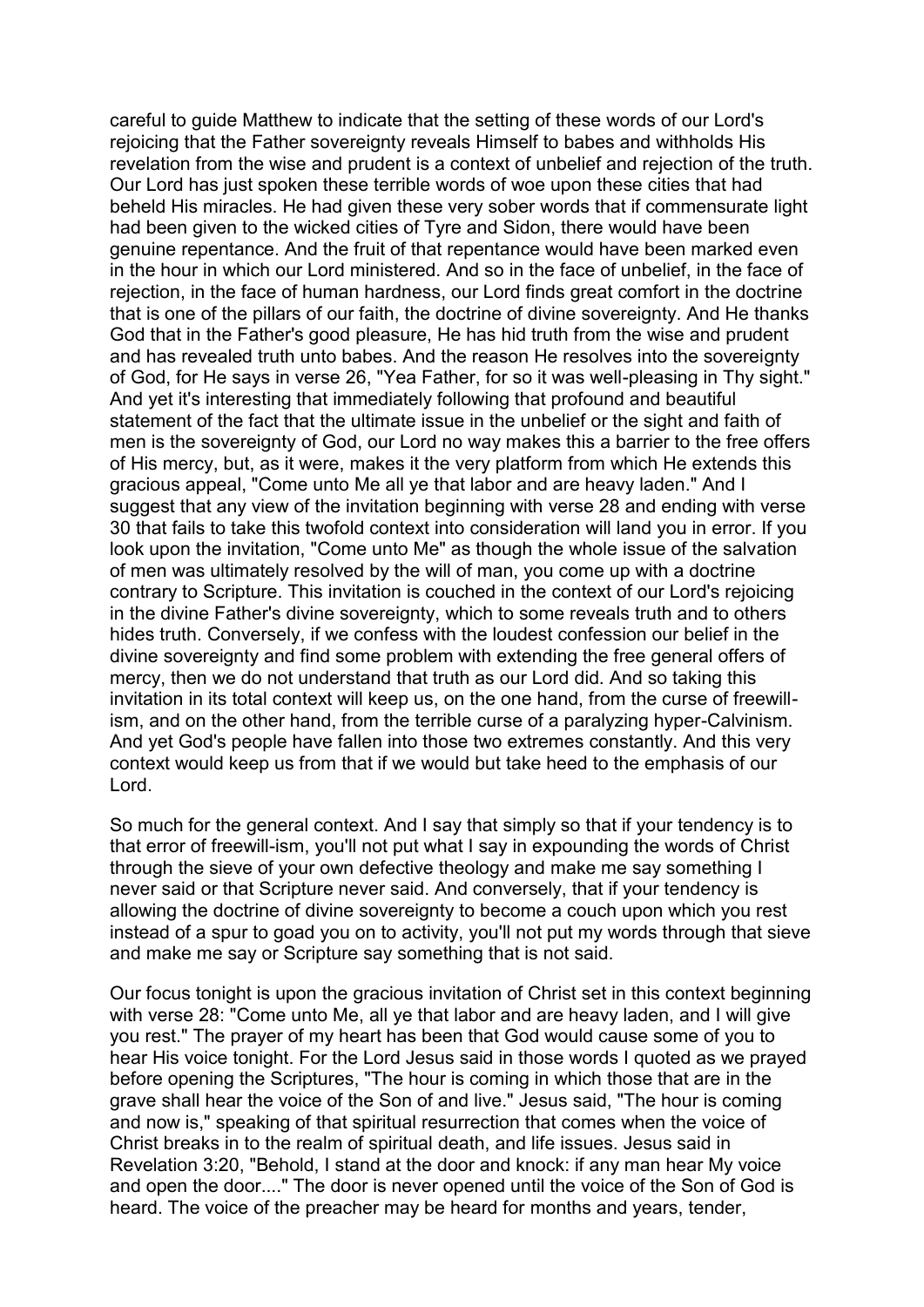careful to guide Matthew to indicate that the setting of these words of our Lord's rejoicing that the Father sovereignty reveals Himself to babes and withholds His revelation from the wise and prudent is a context of unbelief and rejection of the truth. Our Lord has just spoken these terrible words of woe upon these cities that had beheld His miracles. He had given these very sober words that if commensurate light had been given to the wicked cities of Tyre and Sidon, there would have been genuine repentance. And the fruit of that repentance would have been marked even in the hour in which our Lord ministered. And so in the face of unbelief, in the face of rejection, in the face of human hardness, our Lord finds great comfort in the doctrine that is one of the pillars of our faith, the doctrine of divine sovereignty. And He thanks God that in the Father's good pleasure, He has hid truth from the wise and prudent and has revealed truth unto babes. And the reason He resolves into the sovereignty of God, for He says in verse 26, "Yea Father, for so it was well-pleasing in Thy sight." And yet it's interesting that immediately following that profound and beautiful statement of the fact that the ultimate issue in the unbelief or the sight and faith of men is the sovereignty of God, our Lord no way makes this a barrier to the free offers of His mercy, but, as it were, makes it the very platform from which He extends this gracious appeal, "Come unto Me all ye that labor and are heavy laden." And I suggest that any view of the invitation beginning with verse 28 and ending with verse 30 that fails to take this twofold context into consideration will land you in error. If you look upon the invitation, "Come unto Me" as though the whole issue of the salvation of men was ultimately resolved by the will of man, you come up with a doctrine contrary to Scripture. This invitation is couched in the context of our Lord's rejoicing in the divine Father's divine sovereignty, which to some reveals truth and to others hides truth. Conversely, if we confess with the loudest confession our belief in the divine sovereignty and find some problem with extending the free general offers of mercy, then we do not understand that truth as our Lord did. And so taking this invitation in its total context will keep us, on the one hand, from the curse of freewill-ism, and on the other hand, from the terrible curse of a paralyzing hyper-Calvinism. And yet God's people have fallen into those two extremes constantly. And this very context would keep us from that if we would but take heed to the emphasis of our Lord.

So much for the general context. And I say that simply so that if your tendency is to that error of freewill-ism, you'll not put what I say in expounding the words of Christ through the sieve of your own defective theology and make me say something I never said or that Scripture never said. And conversely, that if your tendency is allowing the doctrine of divine sovereignty to become a couch upon which you rest instead of a spur to goad you on to activity, you'll not put my words through that sieve and make me say or Scripture say something that is not said.

Our focus tonight is upon the gracious invitation of Christ set in this context beginning with verse 28: "Come unto Me, all ye that labor and are heavy laden, and I will give you rest." The prayer of my heart has been that God would cause some of you to hear His voice tonight. For the Lord Jesus said in those words I quoted as we prayed before opening the Scriptures, "The hour is coming in which those that are in the grave shall hear the voice of the Son of and live." Jesus said, "The hour is coming and now is," speaking of that spiritual resurrection that comes when the voice of Christ breaks in to the realm of spiritual death, and life issues. Jesus said in Revelation 3:20, "Behold, I stand at the door and knock: if any man hear My voice and open the door...." The door is never opened until the voice of the Son of God is heard. The voice of the preacher may be heard for months and years, tender,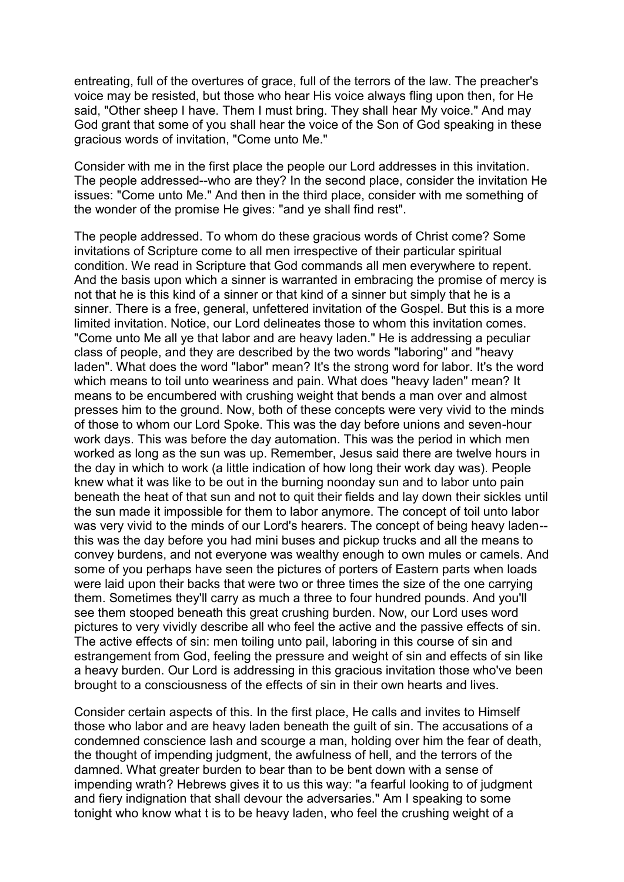entreating, full of the overtures of grace, full of the terrors of the law. The preacher's voice may be resisted, but those who hear His voice always fling upon then, for He said, "Other sheep I have. Them I must bring. They shall hear My voice." And may God grant that some of you shall hear the voice of the Son of God speaking in these gracious words of invitation, "Come unto Me."

Consider with me in the first place the people our Lord addresses in this invitation. The people addressed--who are they? In the second place, consider the invitation He issues: "Come unto Me." And then in the third place, consider with me something of the wonder of the promise He gives: "and ye shall find rest".

The people addressed. To whom do these gracious words of Christ come? Some invitations of Scripture come to all men irrespective of their particular spiritual condition. We read in Scripture that God commands all men everywhere to repent. And the basis upon which a sinner is warranted in embracing the promise of mercy is not that he is this kind of a sinner or that kind of a sinner but simply that he is a sinner. There is a free, general, unfettered invitation of the Gospel. But this is a more limited invitation. Notice, our Lord delineates those to whom this invitation comes. "Come unto Me all ye that labor and are heavy laden." He is addressing a peculiar class of people, and they are described by the two words "laboring" and "heavy laden". What does the word "labor" mean? It's the strong word for labor. It's the word which means to toil unto weariness and pain. What does "heavy laden" mean? It means to be encumbered with crushing weight that bends a man over and almost presses him to the ground. Now, both of these concepts were very vivid to the minds of those to whom our Lord Spoke. This was the day before unions and seven-hour work days. This was before the day automation. This was the period in which men worked as long as the sun was up. Remember, Jesus said there are twelve hours in the day in which to work (a little indication of how long their work day was). People knew what it was like to be out in the burning noonday sun and to labor unto pain beneath the heat of that sun and not to quit their fields and lay down their sickles until the sun made it impossible for them to labor anymore. The concept of toil unto labor was very vivid to the minds of our Lord's hearers. The concept of being heavy laden--this was the day before you had mini buses and pickup trucks and all the means to convey burdens, and not everyone was wealthy enough to own mules or camels. And some of you perhaps have seen the pictures of porters of Eastern parts when loads were laid upon their backs that were two or three times the size of the one carrying them. Sometimes they'll carry as much a three to four hundred pounds. And you'll see them stooped beneath this great crushing burden. Now, our Lord uses word pictures to very vividly describe all who feel the active and the passive effects of sin. The active effects of sin: men toiling unto pail, laboring in this course of sin and estrangement from God, feeling the pressure and weight of sin and effects of sin like a heavy burden. Our Lord is addressing in this gracious invitation those who've been brought to a consciousness of the effects of sin in their own hearts and lives.

Consider certain aspects of this. In the first place, He calls and invites to Himself those who labor and are heavy laden beneath the guilt of sin. The accusations of a condemned conscience lash and scourge a man, holding over him the fear of death, the thought of impending judgment, the awfulness of hell, and the terrors of the damned. What greater burden to bear than to be bent down with a sense of impending wrath? Hebrews gives it to us this way: "a fearful looking to of judgment and fiery indignation that shall devour the adversaries." Am I speaking to some tonight who know what t is to be heavy laden, who feel the crushing weight of a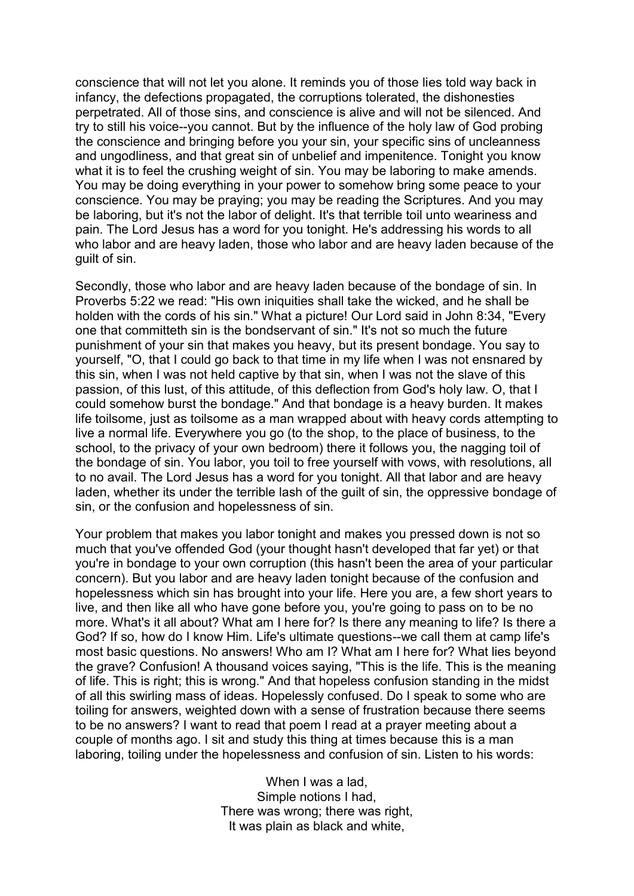conscience that will not let you alone. It reminds you of those lies told way back in infancy, the defections propagated, the corruptions tolerated, the dishonesties perpetrated. All of those sins, and conscience is alive and will not be silenced. And try to still his voice--you cannot. But by the influence of the holy law of God probing the conscience and bringing before you your sin, your specific sins of uncleanness and ungodliness, and that great sin of unbelief and impenitence. Tonight you know what it is to feel the crushing weight of sin. You may be laboring to make amends. You may be doing everything in your power to somehow bring some peace to your conscience. You may be praying; you may be reading the Scriptures. And you may be laboring, but it's not the labor of delight. It's that terrible toil unto weariness and pain. The Lord Jesus has a word for you tonight. He's addressing his words to all who labor and are heavy laden, those who labor and are heavy laden because of the guilt of sin.

Secondly, those who labor and are heavy laden because of the bondage of sin. In Proverbs 5:22 we read: "His own iniquities shall take the wicked, and he shall be holden with the cords of his sin." What a picture! Our Lord said in John 8:34, "Every one that committeth sin is the bondservant of sin." It's not so much the future punishment of your sin that makes you heavy, but its present bondage. You say to yourself, "O, that I could go back to that time in my life when I was not ensnared by this sin, when I was not held captive by that sin, when I was not the slave of this passion, of this lust, of this attitude, of this deflection from God's holy law. O, that I could somehow burst the bondage." And that bondage is a heavy burden. It makes life toilsome, just as toilsome as a man wrapped about with heavy cords attempting to live a normal life. Everywhere you go (to the shop, to the place of business, to the school, to the privacy of your own bedroom) there it follows you, the nagging toil of the bondage of sin. You labor, you toil to free yourself with vows, with resolutions, all to no avail. The Lord Jesus has a word for you tonight. All that labor and are heavy laden, whether its under the terrible lash of the guilt of sin, the oppressive bondage of sin, or the confusion and hopelessness of sin.

Your problem that makes you labor tonight and makes you pressed down is not so much that you've offended God (your thought hasn't developed that far yet) or that you're in bondage to your own corruption (this hasn't been the area of your particular concern). But you labor and are heavy laden tonight because of the confusion and hopelessness which sin has brought into your life. Here you are, a few short years to live, and then like all who have gone before you, you're going to pass on to be no more. What's it all about? What am I here for? Is there any meaning to life? Is there a God? If so, how do I know Him. Life's ultimate questions--we call them at camp life's most basic questions. No answers! Who am I? What am I here for? What lies beyond the grave? Confusion! A thousand voices saying, "This is the life. This is the meaning of life. This is right; this is wrong." And that hopeless confusion standing in the midst of all this swirling mass of ideas. Hopelessly confused. Do I speak to some who are toiling for answers, weighted down with a sense of frustration because there seems to be no answers? I want to read that poem I read at a prayer meeting about a couple of months ago. I sit and study this thing at times because this is a man laboring, toiling under the hopelessness and confusion of sin. Listen to his words:

> When I was a lad,
> Simple notions I had,
> There was wrong; there was right,
> It was plain as black and white,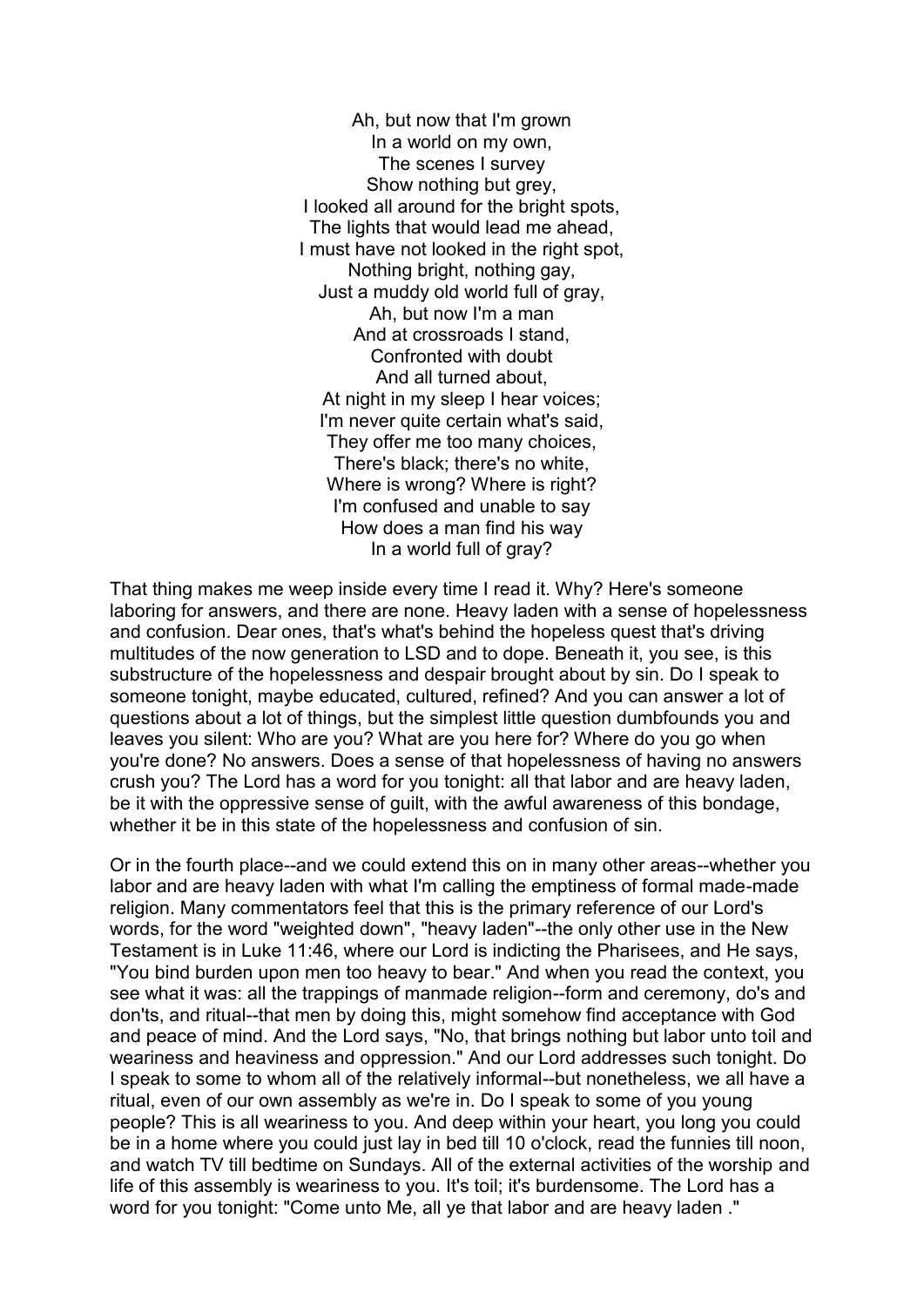Ah, but now that I'm grown  
In a world on my own,  
The scenes I survey  
Show nothing but grey,  
I looked all around for the bright spots,  
The lights that would lead me ahead,  
I must have not looked in the right spot,  
Nothing bright, nothing gay,  
Just a muddy old world full of gray,  
Ah, but now I'm a man  
And at crossroads I stand,  
Confronted with doubt  
And all turned about,  
At night in my sleep I hear voices;  
I'm never quite certain what's said,  
They offer me too many choices,  
There's black; there's no white,  
Where is wrong? Where is right?  
I'm confused and unable to say  
How does a man find his way  
In a world full of gray?

That thing makes me weep inside every time I read it. Why? Here's someone laboring for answers, and there are none. Heavy laden with a sense of hopelessness and confusion. Dear ones, that's what's behind the hopeless quest that's driving multitudes of the now generation to LSD and to dope. Beneath it, you see, is this substructure of the hopelessness and despair brought about by sin. Do I speak to someone tonight, maybe educated, cultured, refined? And you can answer a lot of questions about a lot of things, but the simplest little question dumbfounds you and leaves you silent: Who are you? What are you here for? Where do you go when you're done? No answers. Does a sense of that hopelessness of having no answers crush you? The Lord has a word for you tonight: all that labor and are heavy laden, be it with the oppressive sense of guilt, with the awful awareness of this bondage, whether it be in this state of the hopelessness and confusion of sin.

Or in the fourth place--and we could extend this on in many other areas--whether you labor and are heavy laden with what I'm calling the emptiness of formal made-made religion. Many commentators feel that this is the primary reference of our Lord's words, for the word "weighted down", "heavy laden"--the only other use in the New Testament is in Luke 11:46, where our Lord is indicting the Pharisees, and He says, "You bind burden upon men too heavy to bear." And when you read the context, you see what it was: all the trappings of manmade religion--form and ceremony, do's and don'ts, and ritual--that men by doing this, might somehow find acceptance with God and peace of mind. And the Lord says, "No, that brings nothing but labor unto toil and weariness and heaviness and oppression." And our Lord addresses such tonight. Do I speak to some to whom all of the relatively informal--but nonetheless, we all have a ritual, even of our own assembly as we're in. Do I speak to some of you young people? This is all weariness to you. And deep within your heart, you long you could be in a home where you could just lay in bed till 10 o'clock, read the funnies till noon, and watch TV till bedtime on Sundays. All of the external activities of the worship and life of this assembly is weariness to you. It's toil; it's burdensome. The Lord has a word for you tonight: "Come unto Me, all ye that labor and are heavy laden ."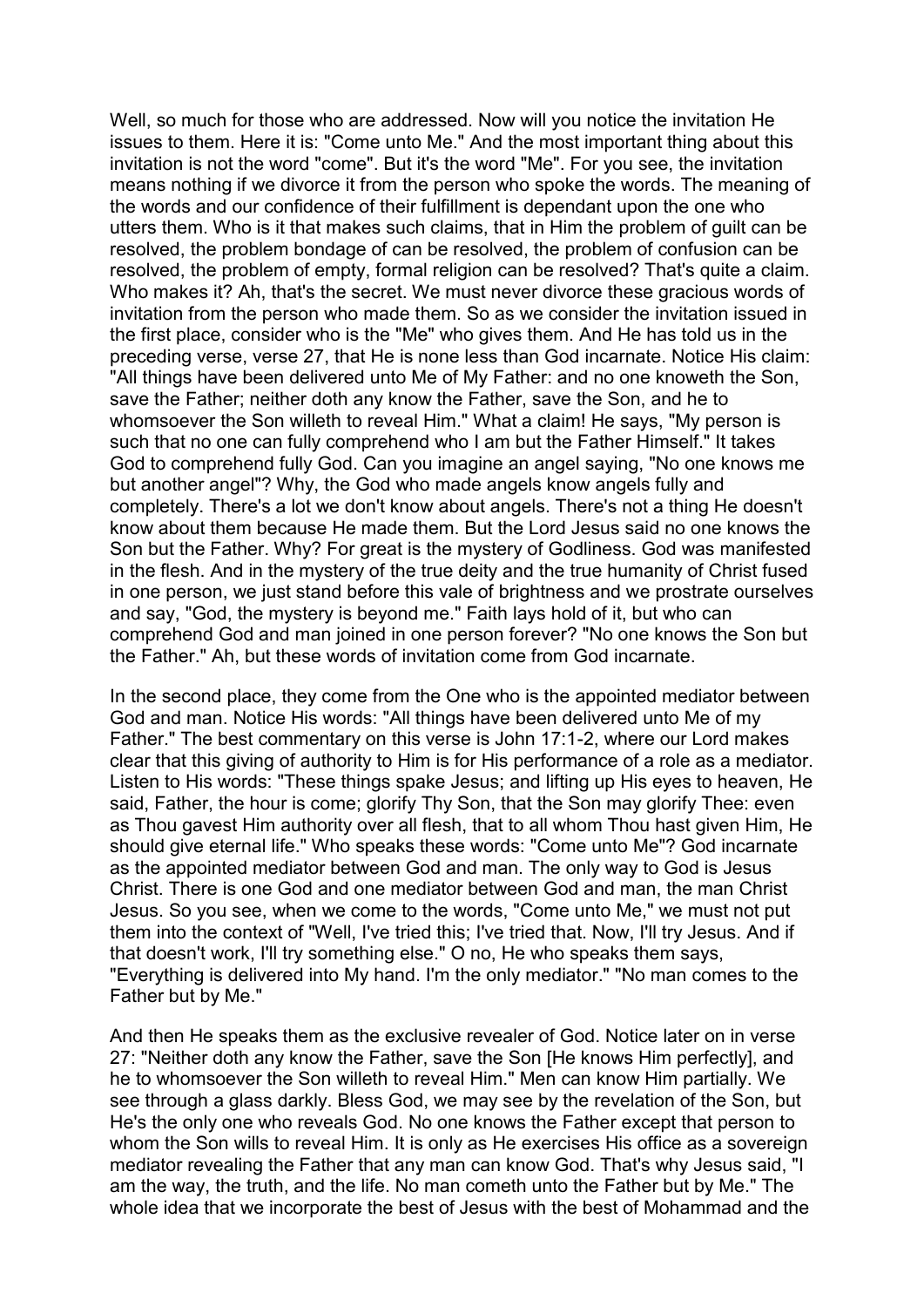Well, so much for those who are addressed. Now will you notice the invitation He issues to them. Here it is: "Come unto Me." And the most important thing about this invitation is not the word "come". But it's the word "Me". For you see, the invitation means nothing if we divorce it from the person who spoke the words. The meaning of the words and our confidence of their fulfillment is dependant upon the one who utters them. Who is it that makes such claims, that in Him the problem of guilt can be resolved, the problem bondage of can be resolved, the problem of confusion can be resolved, the problem of empty, formal religion can be resolved? That's quite a claim. Who makes it? Ah, that's the secret. We must never divorce these gracious words of invitation from the person who made them. So as we consider the invitation issued in the first place, consider who is the "Me" who gives them. And He has told us in the preceding verse, verse 27, that He is none less than God incarnate. Notice His claim: "All things have been delivered unto Me of My Father: and no one knoweth the Son, save the Father; neither doth any know the Father, save the Son, and he to whomsoever the Son willeth to reveal Him." What a claim! He says, "My person is such that no one can fully comprehend who I am but the Father Himself." It takes God to comprehend fully God. Can you imagine an angel saying, "No one knows me but another angel"? Why, the God who made angels know angels fully and completely. There's a lot we don't know about angels. There's not a thing He doesn't know about them because He made them. But the Lord Jesus said no one knows the Son but the Father. Why? For great is the mystery of Godliness. God was manifested in the flesh. And in the mystery of the true deity and the true humanity of Christ fused in one person, we just stand before this vale of brightness and we prostrate ourselves and say, "God, the mystery is beyond me." Faith lays hold of it, but who can comprehend God and man joined in one person forever? "No one knows the Son but the Father." Ah, but these words of invitation come from God incarnate.

In the second place, they come from the One who is the appointed mediator between God and man. Notice His words: "All things have been delivered unto Me of my Father." The best commentary on this verse is John 17:1-2, where our Lord makes clear that this giving of authority to Him is for His performance of a role as a mediator. Listen to His words: "These things spake Jesus; and lifting up His eyes to heaven, He said, Father, the hour is come; glorify Thy Son, that the Son may glorify Thee: even as Thou gavest Him authority over all flesh, that to all whom Thou hast given Him, He should give eternal life." Who speaks these words: "Come unto Me"? God incarnate as the appointed mediator between God and man. The only way to God is Jesus Christ. There is one God and one mediator between God and man, the man Christ Jesus. So you see, when we come to the words, "Come unto Me," we must not put them into the context of "Well, I've tried this; I've tried that. Now, I'll try Jesus. And if that doesn't work, I'll try something else." O no, He who speaks them says, "Everything is delivered into My hand. I'm the only mediator." "No man comes to the Father but by Me."

And then He speaks them as the exclusive revealer of God. Notice later on in verse 27: "Neither doth any know the Father, save the Son [He knows Him perfectly], and he to whomsoever the Son willeth to reveal Him." Men can know Him partially. We see through a glass darkly. Bless God, we may see by the revelation of the Son, but He's the only one who reveals God. No one knows the Father except that person to whom the Son wills to reveal Him. It is only as He exercises His office as a sovereign mediator revealing the Father that any man can know God. That's why Jesus said, "I am the way, the truth, and the life. No man cometh unto the Father but by Me." The whole idea that we incorporate the best of Jesus with the best of Mohammad and the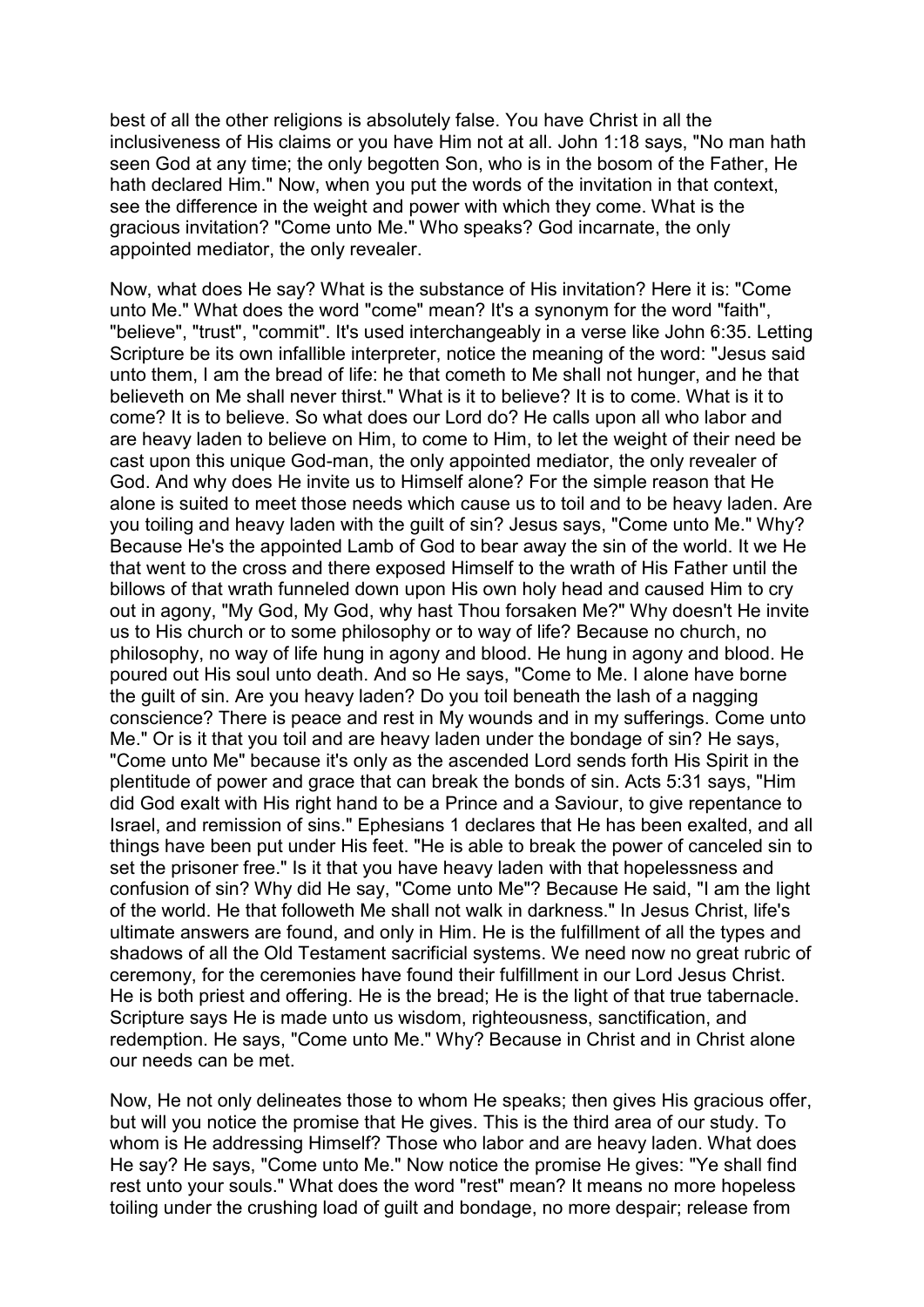best of all the other religions is absolutely false. You have Christ in all the inclusiveness of His claims or you have Him not at all. John 1:18 says, "No man hath seen God at any time; the only begotten Son, who is in the bosom of the Father, He hath declared Him." Now, when you put the words of the invitation in that context, see the difference in the weight and power with which they come. What is the gracious invitation? "Come unto Me." Who speaks? God incarnate, the only appointed mediator, the only revealer.

Now, what does He say? What is the substance of His invitation? Here it is: "Come unto Me." What does the word "come" mean? It's a synonym for the word "faith", "believe", "trust", "commit". It's used interchangeably in a verse like John 6:35. Letting Scripture be its own infallible interpreter, notice the meaning of the word: "Jesus said unto them, I am the bread of life: he that cometh to Me shall not hunger, and he that believeth on Me shall never thirst." What is it to believe? It is to come. What is it to come? It is to believe. So what does our Lord do? He calls upon all who labor and are heavy laden to believe on Him, to come to Him, to let the weight of their need be cast upon this unique God-man, the only appointed mediator, the only revealer of God. And why does He invite us to Himself alone? For the simple reason that He alone is suited to meet those needs which cause us to toil and to be heavy laden. Are you toiling and heavy laden with the guilt of sin? Jesus says, "Come unto Me." Why? Because He's the appointed Lamb of God to bear away the sin of the world. It we He that went to the cross and there exposed Himself to the wrath of His Father until the billows of that wrath funneled down upon His own holy head and caused Him to cry out in agony, "My God, My God, why hast Thou forsaken Me?" Why doesn't He invite us to His church or to some philosophy or to way of life? Because no church, no philosophy, no way of life hung in agony and blood. He hung in agony and blood. He poured out His soul unto death. And so He says, "Come to Me. I alone have borne the guilt of sin. Are you heavy laden? Do you toil beneath the lash of a nagging conscience? There is peace and rest in My wounds and in my sufferings. Come unto Me." Or is it that you toil and are heavy laden under the bondage of sin? He says, "Come unto Me" because it's only as the ascended Lord sends forth His Spirit in the plentitude of power and grace that can break the bonds of sin. Acts 5:31 says, "Him did God exalt with His right hand to be a Prince and a Saviour, to give repentance to Israel, and remission of sins." Ephesians 1 declares that He has been exalted, and all things have been put under His feet. "He is able to break the power of canceled sin to set the prisoner free." Is it that you have heavy laden with that hopelessness and confusion of sin? Why did He say, "Come unto Me"? Because He said, "I am the light of the world. He that followeth Me shall not walk in darkness." In Jesus Christ, life's ultimate answers are found, and only in Him. He is the fulfillment of all the types and shadows of all the Old Testament sacrificial systems. We need now no great rubric of ceremony, for the ceremonies have found their fulfillment in our Lord Jesus Christ. He is both priest and offering. He is the bread; He is the light of that true tabernacle. Scripture says He is made unto us wisdom, righteousness, sanctification, and redemption. He says, "Come unto Me." Why? Because in Christ and in Christ alone our needs can be met.

Now, He not only delineates those to whom He speaks; then gives His gracious offer, but will you notice the promise that He gives. This is the third area of our study. To whom is He addressing Himself? Those who labor and are heavy laden. What does He say? He says, "Come unto Me." Now notice the promise He gives: "Ye shall find rest unto your souls." What does the word "rest" mean? It means no more hopeless toiling under the crushing load of guilt and bondage, no more despair; release from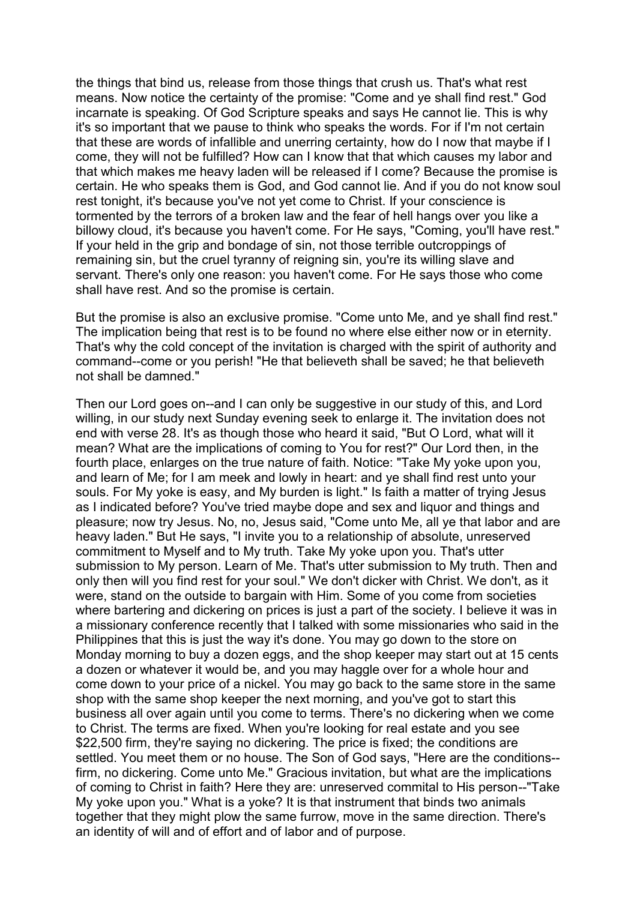the things that bind us, release from those things that crush us. That's what rest means. Now notice the certainty of the promise: "Come and ye shall find rest." God incarnate is speaking. Of God Scripture speaks and says He cannot lie. This is why it's so important that we pause to think who speaks the words. For if I'm not certain that these are words of infallible and unerring certainty, how do I now that maybe if I come, they will not be fulfilled? How can I know that that which causes my labor and that which makes me heavy laden will be released if I come? Because the promise is certain. He who speaks them is God, and God cannot lie. And if you do not know soul rest tonight, it's because you've not yet come to Christ. If your conscience is tormented by the terrors of a broken law and the fear of hell hangs over you like a billowy cloud, it's because you haven't come. For He says, "Coming, you'll have rest." If your held in the grip and bondage of sin, not those terrible outcroppings of remaining sin, but the cruel tyranny of reigning sin, you're its willing slave and servant. There's only one reason: you haven't come. For He says those who come shall have rest. And so the promise is certain.

But the promise is also an exclusive promise. "Come unto Me, and ye shall find rest." The implication being that rest is to be found no where else either now or in eternity. That's why the cold concept of the invitation is charged with the spirit of authority and command--come or you perish! "He that believeth shall be saved; he that believeth not shall be damned."

Then our Lord goes on--and I can only be suggestive in our study of this, and Lord willing, in our study next Sunday evening seek to enlarge it. The invitation does not end with verse 28. It's as though those who heard it said, "But O Lord, what will it mean? What are the implications of coming to You for rest?" Our Lord then, in the fourth place, enlarges on the true nature of faith. Notice: "Take My yoke upon you, and learn of Me; for I am meek and lowly in heart: and ye shall find rest unto your souls. For My yoke is easy, and My burden is light." Is faith a matter of trying Jesus as I indicated before? You've tried maybe dope and sex and liquor and things and pleasure; now try Jesus. No, no, Jesus said, "Come unto Me, all ye that labor and are heavy laden." But He says, "I invite you to a relationship of absolute, unreserved commitment to Myself and to My truth. Take My yoke upon you. That's utter submission to My person. Learn of Me. That's utter submission to My truth. Then and only then will you find rest for your soul." We don't dicker with Christ. We don't, as it were, stand on the outside to bargain with Him. Some of you come from societies where bartering and dickering on prices is just a part of the society. I believe it was in a missionary conference recently that I talked with some missionaries who said in the Philippines that this is just the way it's done. You may go down to the store on Monday morning to buy a dozen eggs, and the shop keeper may start out at 15 cents a dozen or whatever it would be, and you may haggle over for a whole hour and come down to your price of a nickel. You may go back to the same store in the same shop with the same shop keeper the next morning, and you've got to start this business all over again until you come to terms. There's no dickering when we come to Christ. The terms are fixed. When you're looking for real estate and you see $22,500 firm, they're saying no dickering. The price is fixed; the conditions are settled. You meet them or no house. The Son of God says, "Here are the conditions--firm, no dickering. Come unto Me." Gracious invitation, but what are the implications of coming to Christ in faith? Here they are: unreserved commital to His person--"Take My yoke upon you." What is a yoke? It is that instrument that binds two animals together that they might plow the same furrow, move in the same direction. There's an identity of will and of effort and of labor and of purpose.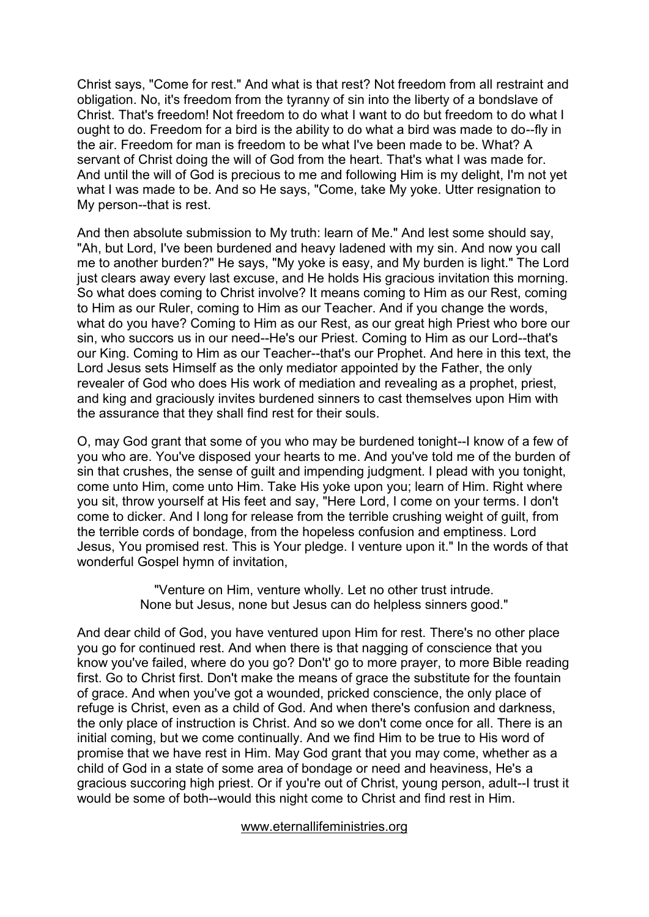Christ says, "Come for rest." And what is that rest? Not freedom from all restraint and obligation. No, it's freedom from the tyranny of sin into the liberty of a bondslave of Christ. That's freedom! Not freedom to do what I want to do but freedom to do what I ought to do. Freedom for a bird is the ability to do what a bird was made to do--fly in the air. Freedom for man is freedom to be what I've been made to be. What? A servant of Christ doing the will of God from the heart. That's what I was made for. And until the will of God is precious to me and following Him is my delight, I'm not yet what I was made to be. And so He says, "Come, take My yoke. Utter resignation to My person--that is rest.

And then absolute submission to My truth: learn of Me." And lest some should say, "Ah, but Lord, I've been burdened and heavy ladened with my sin. And now you call me to another burden?" He says, "My yoke is easy, and My burden is light." The Lord just clears away every last excuse, and He holds His gracious invitation this morning. So what does coming to Christ involve? It means coming to Him as our Rest, coming to Him as our Ruler, coming to Him as our Teacher. And if you change the words, what do you have? Coming to Him as our Rest, as our great high Priest who bore our sin, who succors us in our need--He's our Priest. Coming to Him as our Lord--that's our King. Coming to Him as our Teacher--that's our Prophet. And here in this text, the Lord Jesus sets Himself as the only mediator appointed by the Father, the only revealer of God who does His work of mediation and revealing as a prophet, priest, and king and graciously invites burdened sinners to cast themselves upon Him with the assurance that they shall find rest for their souls.

O, may God grant that some of you who may be burdened tonight--I know of a few of you who are. You've disposed your hearts to me. And you've told me of the burden of sin that crushes, the sense of guilt and impending judgment. I plead with you tonight, come unto Him, come unto Him. Take His yoke upon you; learn of Him. Right where you sit, throw yourself at His feet and say, "Here Lord, I come on your terms. I don't come to dicker. And I long for release from the terrible crushing weight of guilt, from the terrible cords of bondage, from the hopeless confusion and emptiness. Lord Jesus, You promised rest. This is Your pledge. I venture upon it." In the words of that wonderful Gospel hymn of invitation,

> "Venture on Him, venture wholly. Let no other trust intrude.
> None but Jesus, none but Jesus can do helpless sinners good."

And dear child of God, you have ventured upon Him for rest. There's no other place you go for continued rest. And when there is that nagging of conscience that you know you've failed, where do you go? Don't' go to more prayer, to more Bible reading first. Go to Christ first. Don't make the means of grace the substitute for the fountain of grace. And when you've got a wounded, pricked conscience, the only place of refuge is Christ, even as a child of God. And when there's confusion and darkness, the only place of instruction is Christ. And so we don't come once for all. There is an initial coming, but we come continually. And we find Him to be true to His word of promise that we have rest in Him. May God grant that you may come, whether as a child of God in a state of some area of bondage or need and heaviness, He's a gracious succoring high priest. Or if you're out of Christ, young person, adult--I trust it would be some of both--would this night come to Christ and find rest in Him.

www.eternallifeministries.org